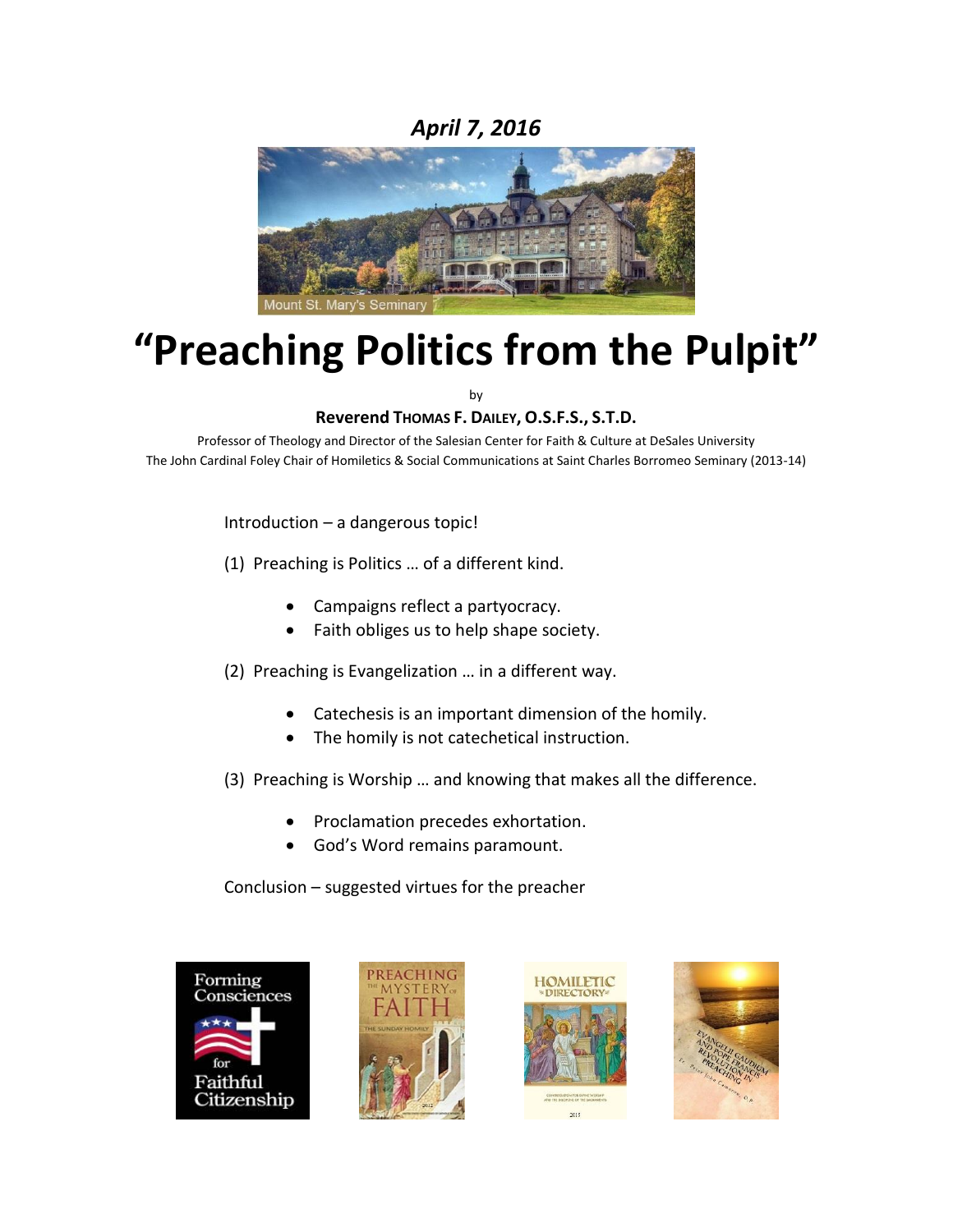*April 7, 2016*

# "Preaching Politics from the Pulpit"

by

**Reverend THOMAS F. DAILEY, O.S.F.S., S.T.D.**

Professor of Theology and Director of the Salesian Center for Faith & Culture at DeSales University
The John Cardinal Foley Chair of Homiletics & Social Communications at Saint Charles Borromeo Seminary (2013-14)

Introduction – a dangerous topic!

(1) Preaching is Politics … of a different kind.

- Campaigns reflect a partyocracy.
- Faith obliges us to help shape society.

(2) Preaching is Evangelization … in a different way.

- Catechesis is an important dimension of the homily.
- The homily is not catechetical instruction.

(3) Preaching is Worship … and knowing that makes all the difference.

- Proclamation precedes exhortation.
- God's Word remains paramount.

Conclusion – suggested virtues for the preacher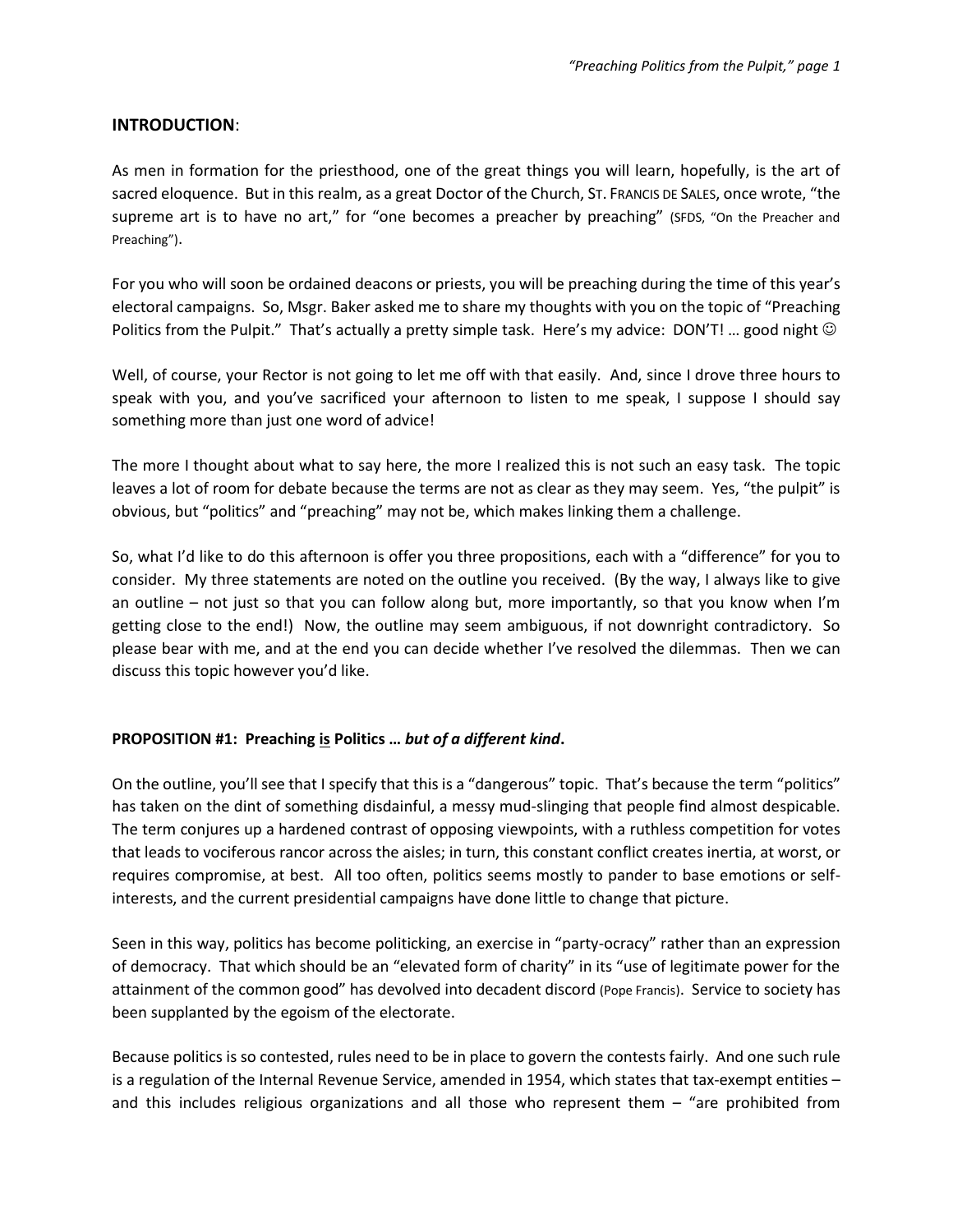## INTRODUCTION:

As men in formation for the priesthood, one of the great things you will learn, hopefully, is the art of sacred eloquence. But in this realm, as a great Doctor of the Church, ST. FRANCIS DE SALES, once wrote, "the supreme art is to have no art," for "one becomes a preacher by preaching" (SFDS, "On the Preacher and Preaching").

For you who will soon be ordained deacons or priests, you will be preaching during the time of this year's electoral campaigns. So, Msgr. Baker asked me to share my thoughts with you on the topic of "Preaching Politics from the Pulpit." That's actually a pretty simple task. Here's my advice: DON'T! … good night ☺

Well, of course, your Rector is not going to let me off with that easily. And, since I drove three hours to speak with you, and you've sacrificed your afternoon to listen to me speak, I suppose I should say something more than just one word of advice!

The more I thought about what to say here, the more I realized this is not such an easy task. The topic leaves a lot of room for debate because the terms are not as clear as they may seem. Yes, "the pulpit" is obvious, but "politics" and "preaching" may not be, which makes linking them a challenge.

So, what I'd like to do this afternoon is offer you three propositions, each with a "difference" for you to consider. My three statements are noted on the outline you received. (By the way, I always like to give an outline – not just so that you can follow along but, more importantly, so that you know when I'm getting close to the end!) Now, the outline may seem ambiguous, if not downright contradictory. So please bear with me, and at the end you can decide whether I've resolved the dilemmas. Then we can discuss this topic however you'd like.

## PROPOSITION #1: Preaching is Politics … *but of a different kind*.

On the outline, you'll see that I specify that this is a "dangerous" topic. That's because the term "politics" has taken on the dint of something disdainful, a messy mud-slinging that people find almost despicable. The term conjures up a hardened contrast of opposing viewpoints, with a ruthless competition for votes that leads to vociferous rancor across the aisles; in turn, this constant conflict creates inertia, at worst, or requires compromise, at best. All too often, politics seems mostly to pander to base emotions or self-interests, and the current presidential campaigns have done little to change that picture.

Seen in this way, politics has become politicking, an exercise in "party-ocracy" rather than an expression of democracy. That which should be an "elevated form of charity" in its "use of legitimate power for the attainment of the common good" has devolved into decadent discord (Pope Francis). Service to society has been supplanted by the egoism of the electorate.

Because politics is so contested, rules need to be in place to govern the contests fairly. And one such rule is a regulation of the Internal Revenue Service, amended in 1954, which states that tax-exempt entities – and this includes religious organizations and all those who represent them – "are prohibited from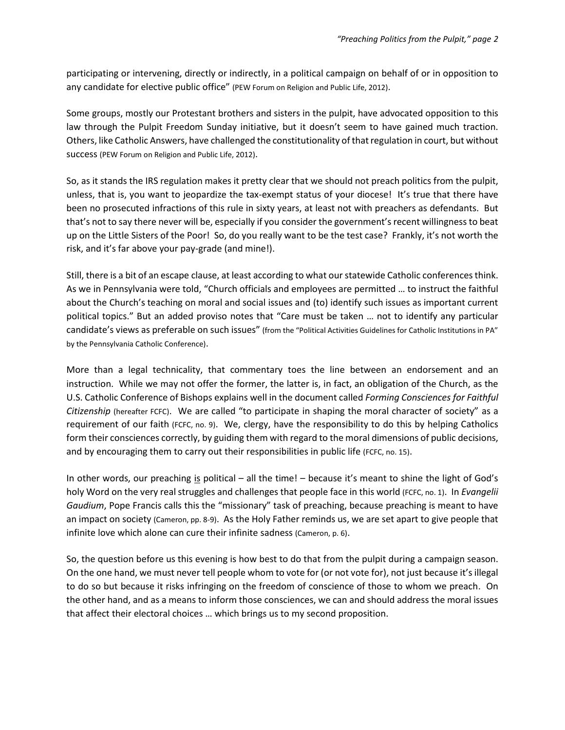participating or intervening, directly or indirectly, in a political campaign on behalf of or in opposition to any candidate for elective public office" (PEW Forum on Religion and Public Life, 2012).

Some groups, mostly our Protestant brothers and sisters in the pulpit, have advocated opposition to this law through the Pulpit Freedom Sunday initiative, but it doesn't seem to have gained much traction. Others, like Catholic Answers, have challenged the constitutionality of that regulation in court, but without success (PEW Forum on Religion and Public Life, 2012).

So, as it stands the IRS regulation makes it pretty clear that we should not preach politics from the pulpit, unless, that is, you want to jeopardize the tax-exempt status of your diocese! It's true that there have been no prosecuted infractions of this rule in sixty years, at least not with preachers as defendants. But that's not to say there never will be, especially if you consider the government's recent willingness to beat up on the Little Sisters of the Poor! So, do you really want to be the test case? Frankly, it's not worth the risk, and it's far above your pay-grade (and mine!).

Still, there is a bit of an escape clause, at least according to what our statewide Catholic conferences think. As we in Pennsylvania were told, "Church officials and employees are permitted … to instruct the faithful about the Church's teaching on moral and social issues and (to) identify such issues as important current political topics." But an added proviso notes that "Care must be taken … not to identify any particular candidate's views as preferable on such issues" (from the "Political Activities Guidelines for Catholic Institutions in PA" by the Pennsylvania Catholic Conference).

More than a legal technicality, that commentary toes the line between an endorsement and an instruction. While we may not offer the former, the latter is, in fact, an obligation of the Church, as the U.S. Catholic Conference of Bishops explains well in the document called *Forming Consciences for Faithful Citizenship* (hereafter FCFC). We are called "to participate in shaping the moral character of society" as a requirement of our faith (FCFC, no. 9). We, clergy, have the responsibility to do this by helping Catholics form their consciences correctly, by guiding them with regard to the moral dimensions of public decisions, and by encouraging them to carry out their responsibilities in public life (FCFC, no. 15).

In other words, our preaching <u>is</u> political – all the time! – because it's meant to shine the light of God's holy Word on the very real struggles and challenges that people face in this world (FCFC, no. 1). In *Evangelii Gaudium*, Pope Francis calls this the "missionary" task of preaching, because preaching is meant to have an impact on society (Cameron, pp. 8-9). As the Holy Father reminds us, we are set apart to give people that infinite love which alone can cure their infinite sadness (Cameron, p. 6).

So, the question before us this evening is how best to do that from the pulpit during a campaign season. On the one hand, we must never tell people whom to vote for (or not vote for), not just because it's illegal to do so but because it risks infringing on the freedom of conscience of those to whom we preach. On the other hand, and as a means to inform those consciences, we can and should address the moral issues that affect their electoral choices … which brings us to my second proposition.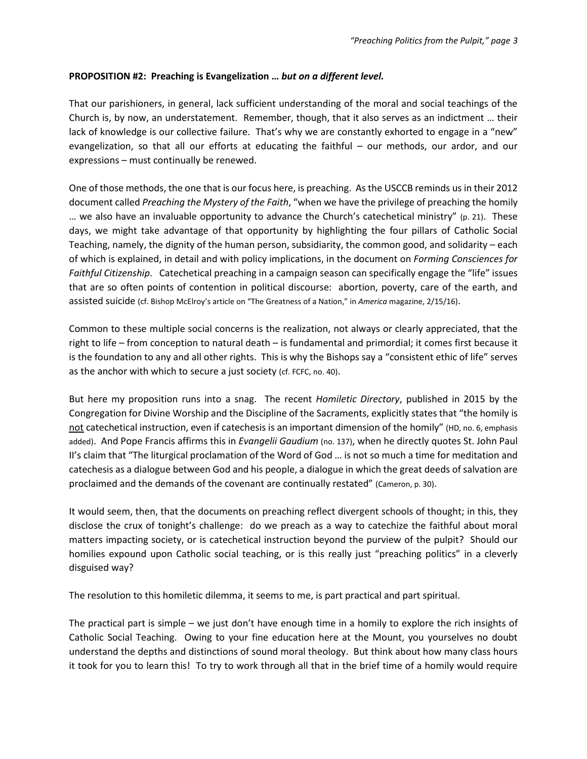**PROPOSITION #2: Preaching is Evangelization …** ***but on a different level.***

That our parishioners, in general, lack sufficient understanding of the moral and social teachings of the Church is, by now, an understatement. Remember, though, that it also serves as an indictment … their lack of knowledge is our collective failure. That's why we are constantly exhorted to engage in a "new" evangelization, so that all our efforts at educating the faithful – our methods, our ardor, and our expressions – must continually be renewed.

One of those methods, the one that is our focus here, is preaching. As the USCCB reminds us in their 2012 document called *Preaching the Mystery of the Faith*, "when we have the privilege of preaching the homily … we also have an invaluable opportunity to advance the Church's catechetical ministry" (p. 21). These days, we might take advantage of that opportunity by highlighting the four pillars of Catholic Social Teaching, namely, the dignity of the human person, subsidiarity, the common good, and solidarity – each of which is explained, in detail and with policy implications, in the document on *Forming Consciences for Faithful Citizenship*. Catechetical preaching in a campaign season can specifically engage the "life" issues that are so often points of contention in political discourse: abortion, poverty, care of the earth, and assisted suicide (cf. Bishop McElroy's article on "The Greatness of a Nation," in *America* magazine, 2/15/16).

Common to these multiple social concerns is the realization, not always or clearly appreciated, that the right to life – from conception to natural death – is fundamental and primordial; it comes first because it is the foundation to any and all other rights. This is why the Bishops say a "consistent ethic of life" serves as the anchor with which to secure a just society (cf. FCFC, no. 40).

But here my proposition runs into a snag. The recent *Homiletic Directory*, published in 2015 by the Congregation for Divine Worship and the Discipline of the Sacraments, explicitly states that "the homily is <u>not</u> catechetical instruction, even if catechesis is an important dimension of the homily" (HD, no. 6, emphasis added). And Pope Francis affirms this in *Evangelii Gaudium* (no. 137), when he directly quotes St. John Paul II's claim that "The liturgical proclamation of the Word of God … is not so much a time for meditation and catechesis as a dialogue between God and his people, a dialogue in which the great deeds of salvation are proclaimed and the demands of the covenant are continually restated" (Cameron, p. 30).

It would seem, then, that the documents on preaching reflect divergent schools of thought; in this, they disclose the crux of tonight's challenge: do we preach as a way to catechize the faithful about moral matters impacting society, or is catechetical instruction beyond the purview of the pulpit? Should our homilies expound upon Catholic social teaching, or is this really just "preaching politics" in a cleverly disguised way?

The resolution to this homiletic dilemma, it seems to me, is part practical and part spiritual.

The practical part is simple – we just don't have enough time in a homily to explore the rich insights of Catholic Social Teaching. Owing to your fine education here at the Mount, you yourselves no doubt understand the depths and distinctions of sound moral theology. But think about how many class hours it took for you to learn this! To try to work through all that in the brief time of a homily would require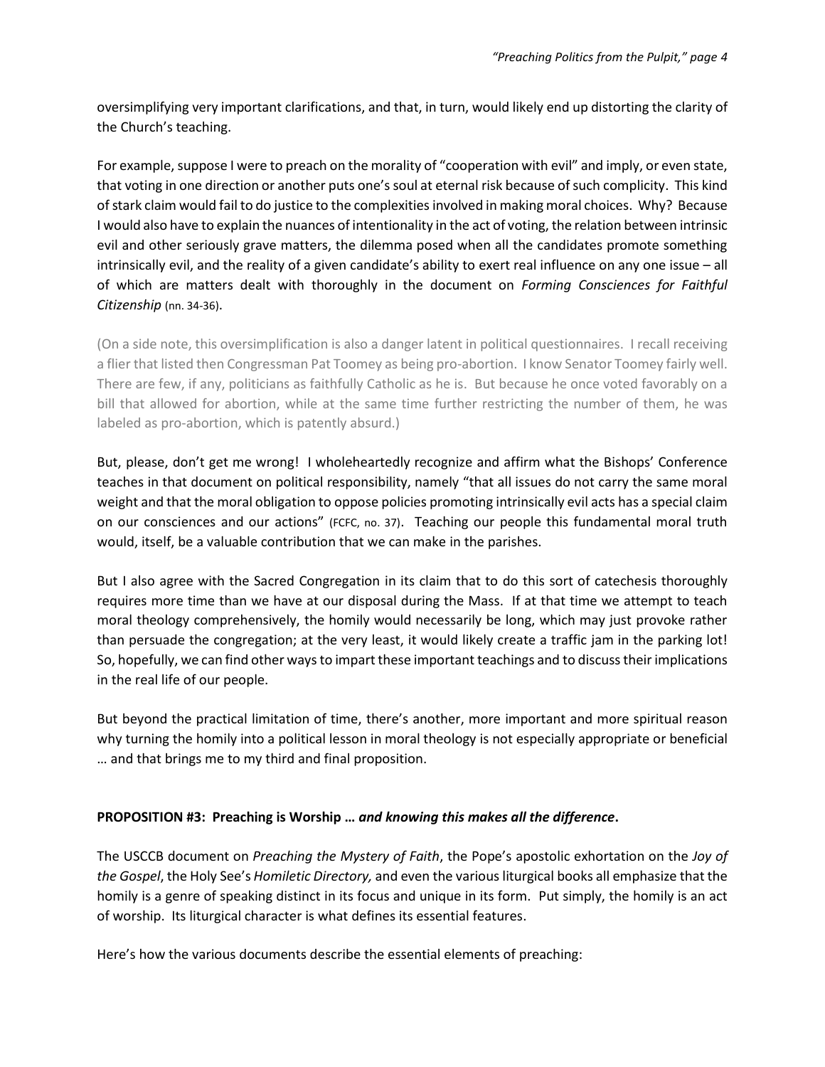oversimplifying very important clarifications, and that, in turn, would likely end up distorting the clarity of the Church's teaching.

For example, suppose I were to preach on the morality of "cooperation with evil" and imply, or even state, that voting in one direction or another puts one's soul at eternal risk because of such complicity. This kind of stark claim would fail to do justice to the complexities involved in making moral choices. Why? Because I would also have to explain the nuances of intentionality in the act of voting, the relation between intrinsic evil and other seriously grave matters, the dilemma posed when all the candidates promote something intrinsically evil, and the reality of a given candidate's ability to exert real influence on any one issue – all of which are matters dealt with thoroughly in the document on *Forming Consciences for Faithful Citizenship* (nn. 34-36).

(On a side note, this oversimplification is also a danger latent in political questionnaires. I recall receiving a flier that listed then Congressman Pat Toomey as being pro-abortion. I know Senator Toomey fairly well. There are few, if any, politicians as faithfully Catholic as he is. But because he once voted favorably on a bill that allowed for abortion, while at the same time further restricting the number of them, he was labeled as pro-abortion, which is patently absurd.)

But, please, don't get me wrong! I wholeheartedly recognize and affirm what the Bishops' Conference teaches in that document on political responsibility, namely "that all issues do not carry the same moral weight and that the moral obligation to oppose policies promoting intrinsically evil acts has a special claim on our consciences and our actions" (FCFC, no. 37). Teaching our people this fundamental moral truth would, itself, be a valuable contribution that we can make in the parishes.

But I also agree with the Sacred Congregation in its claim that to do this sort of catechesis thoroughly requires more time than we have at our disposal during the Mass. If at that time we attempt to teach moral theology comprehensively, the homily would necessarily be long, which may just provoke rather than persuade the congregation; at the very least, it would likely create a traffic jam in the parking lot! So, hopefully, we can find other ways to impart these important teachings and to discuss their implications in the real life of our people.

But beyond the practical limitation of time, there's another, more important and more spiritual reason why turning the homily into a political lesson in moral theology is not especially appropriate or beneficial … and that brings me to my third and final proposition.

**PROPOSITION #3: Preaching is Worship …** ***and knowing this makes all the difference*****.**

The USCCB document on *Preaching the Mystery of Faith*, the Pope's apostolic exhortation on the *Joy of the Gospel*, the Holy See's *Homiletic Directory,* and even the various liturgical books all emphasize that the homily is a genre of speaking distinct in its focus and unique in its form. Put simply, the homily is an act of worship. Its liturgical character is what defines its essential features.

Here's how the various documents describe the essential elements of preaching: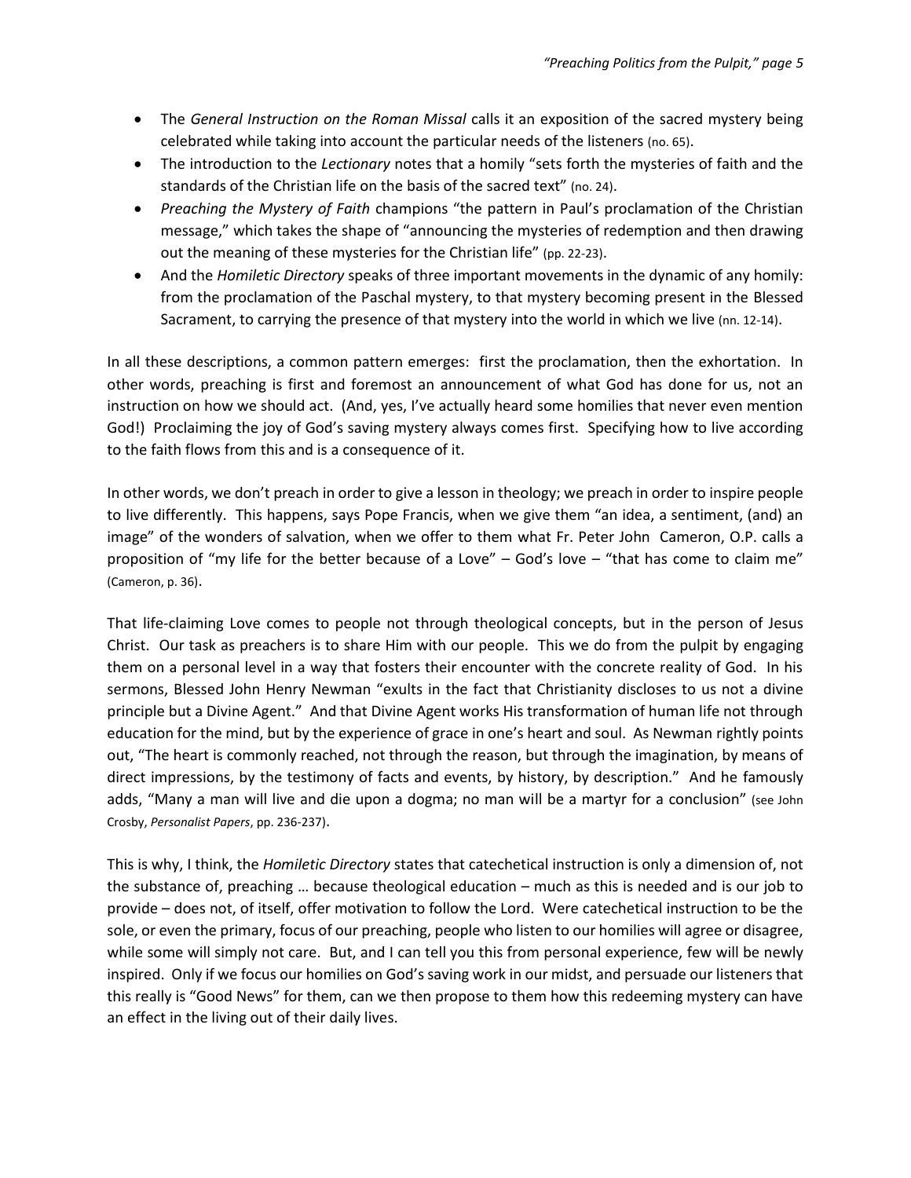- The *General Instruction on the Roman Missal* calls it an exposition of the sacred mystery being celebrated while taking into account the particular needs of the listeners (no. 65).
- The introduction to the *Lectionary* notes that a homily "sets forth the mysteries of faith and the standards of the Christian life on the basis of the sacred text" (no. 24).
- *Preaching the Mystery of Faith* champions "the pattern in Paul's proclamation of the Christian message," which takes the shape of "announcing the mysteries of redemption and then drawing out the meaning of these mysteries for the Christian life" (pp. 22-23).
- And the *Homiletic Directory* speaks of three important movements in the dynamic of any homily: from the proclamation of the Paschal mystery, to that mystery becoming present in the Blessed Sacrament, to carrying the presence of that mystery into the world in which we live (nn. 12-14).

In all these descriptions, a common pattern emerges: first the proclamation, then the exhortation. In other words, preaching is first and foremost an announcement of what God has done for us, not an instruction on how we should act. (And, yes, I've actually heard some homilies that never even mention God!) Proclaiming the joy of God's saving mystery always comes first. Specifying how to live according to the faith flows from this and is a consequence of it.

In other words, we don't preach in order to give a lesson in theology; we preach in order to inspire people to live differently. This happens, says Pope Francis, when we give them "an idea, a sentiment, (and) an image" of the wonders of salvation, when we offer to them what Fr. Peter John Cameron, O.P. calls a proposition of "my life for the better because of a Love" – God's love – "that has come to claim me" (Cameron, p. 36).

That life-claiming Love comes to people not through theological concepts, but in the person of Jesus Christ. Our task as preachers is to share Him with our people. This we do from the pulpit by engaging them on a personal level in a way that fosters their encounter with the concrete reality of God. In his sermons, Blessed John Henry Newman "exults in the fact that Christianity discloses to us not a divine principle but a Divine Agent." And that Divine Agent works His transformation of human life not through education for the mind, but by the experience of grace in one's heart and soul. As Newman rightly points out, "The heart is commonly reached, not through the reason, but through the imagination, by means of direct impressions, by the testimony of facts and events, by history, by description." And he famously adds, "Many a man will live and die upon a dogma; no man will be a martyr for a conclusion" (see John Crosby, *Personalist Papers*, pp. 236-237).

This is why, I think, the *Homiletic Directory* states that catechetical instruction is only a dimension of, not the substance of, preaching … because theological education – much as this is needed and is our job to provide – does not, of itself, offer motivation to follow the Lord. Were catechetical instruction to be the sole, or even the primary, focus of our preaching, people who listen to our homilies will agree or disagree, while some will simply not care. But, and I can tell you this from personal experience, few will be newly inspired. Only if we focus our homilies on God's saving work in our midst, and persuade our listeners that this really is "Good News" for them, can we then propose to them how this redeeming mystery can have an effect in the living out of their daily lives.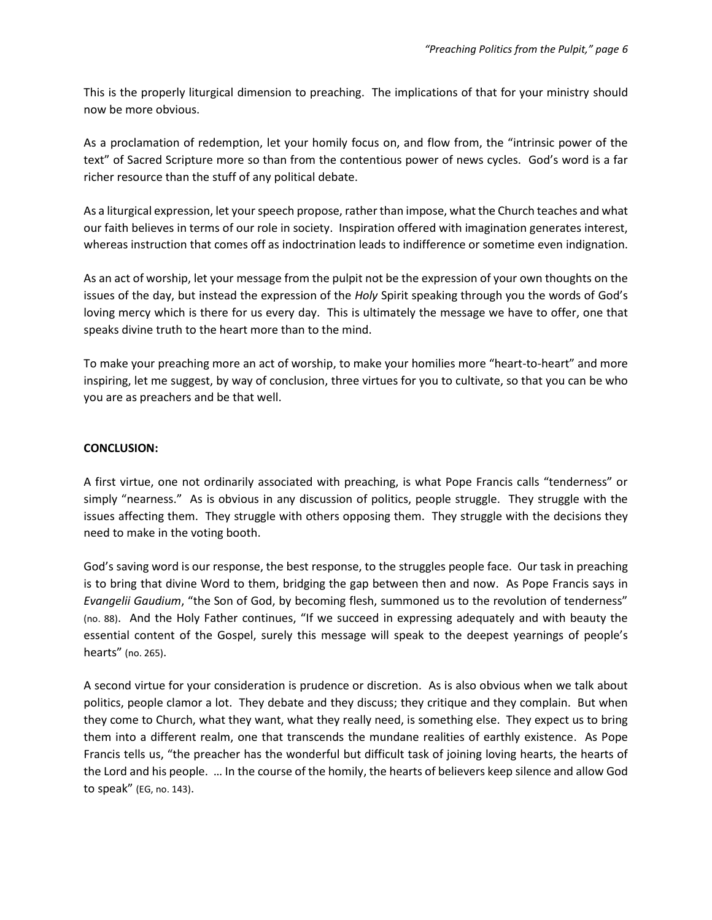This is the properly liturgical dimension to preaching. The implications of that for your ministry should now be more obvious.

As a proclamation of redemption, let your homily focus on, and flow from, the "intrinsic power of the text" of Sacred Scripture more so than from the contentious power of news cycles. God's word is a far richer resource than the stuff of any political debate.

As a liturgical expression, let your speech propose, rather than impose, what the Church teaches and what our faith believes in terms of our role in society. Inspiration offered with imagination generates interest, whereas instruction that comes off as indoctrination leads to indifference or sometime even indignation.

As an act of worship, let your message from the pulpit not be the expression of your own thoughts on the issues of the day, but instead the expression of the *Holy* Spirit speaking through you the words of God's loving mercy which is there for us every day. This is ultimately the message we have to offer, one that speaks divine truth to the heart more than to the mind.

To make your preaching more an act of worship, to make your homilies more "heart-to-heart" and more inspiring, let me suggest, by way of conclusion, three virtues for you to cultivate, so that you can be who you are as preachers and be that well.

**CONCLUSION:**

A first virtue, one not ordinarily associated with preaching, is what Pope Francis calls "tenderness" or simply "nearness." As is obvious in any discussion of politics, people struggle. They struggle with the issues affecting them. They struggle with others opposing them. They struggle with the decisions they need to make in the voting booth.

God's saving word is our response, the best response, to the struggles people face. Our task in preaching is to bring that divine Word to them, bridging the gap between then and now. As Pope Francis says in *Evangelii Gaudium*, "the Son of God, by becoming flesh, summoned us to the revolution of tenderness" (no. 88). And the Holy Father continues, "If we succeed in expressing adequately and with beauty the essential content of the Gospel, surely this message will speak to the deepest yearnings of people's hearts" (no. 265).

A second virtue for your consideration is prudence or discretion. As is also obvious when we talk about politics, people clamor a lot. They debate and they discuss; they critique and they complain. But when they come to Church, what they want, what they really need, is something else. They expect us to bring them into a different realm, one that transcends the mundane realities of earthly existence. As Pope Francis tells us, "the preacher has the wonderful but difficult task of joining loving hearts, the hearts of the Lord and his people. … In the course of the homily, the hearts of believers keep silence and allow God to speak" (EG, no. 143).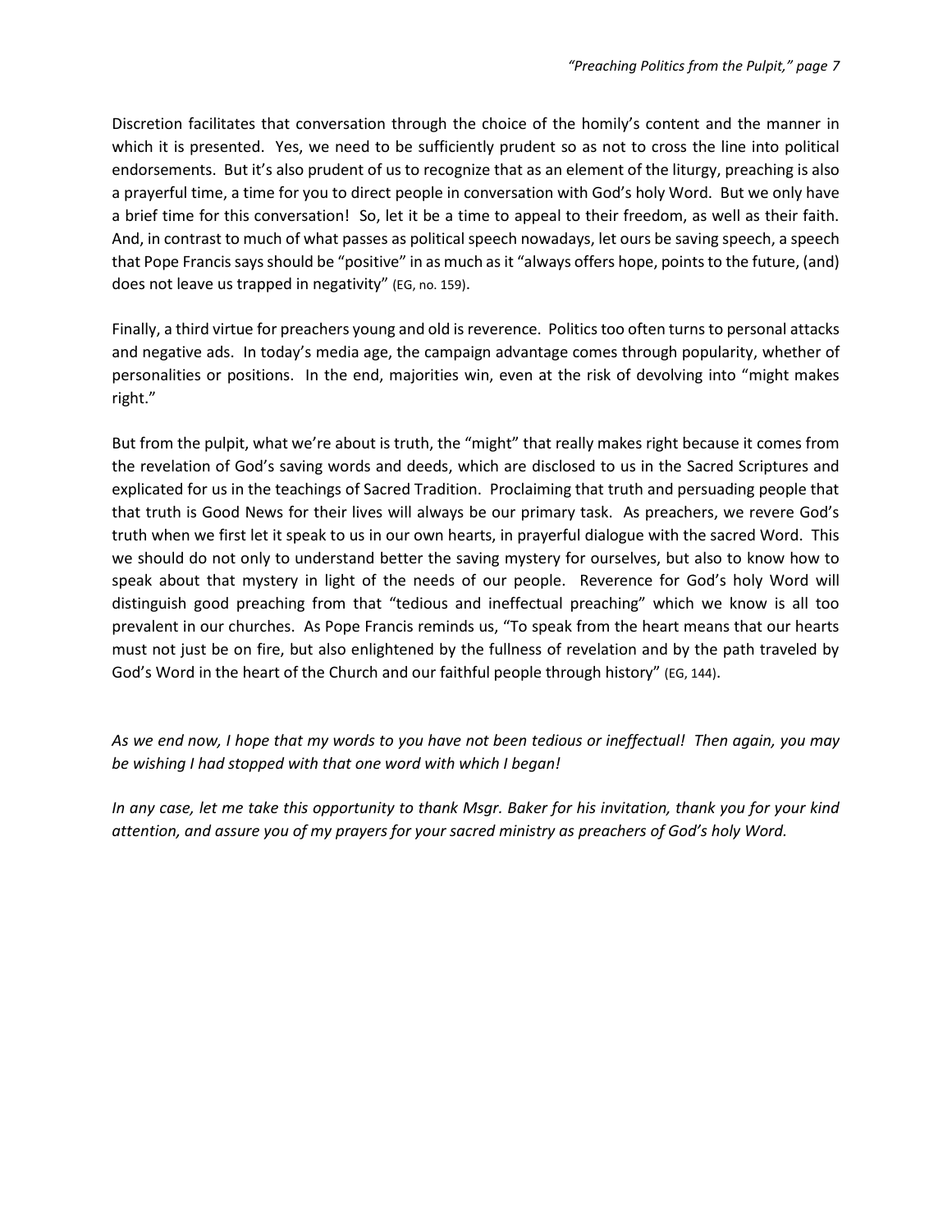Discretion facilitates that conversation through the choice of the homily's content and the manner in which it is presented. Yes, we need to be sufficiently prudent so as not to cross the line into political endorsements. But it's also prudent of us to recognize that as an element of the liturgy, preaching is also a prayerful time, a time for you to direct people in conversation with God's holy Word. But we only have a brief time for this conversation! So, let it be a time to appeal to their freedom, as well as their faith. And, in contrast to much of what passes as political speech nowadays, let ours be saving speech, a speech that Pope Francis says should be "positive" in as much as it "always offers hope, points to the future, (and) does not leave us trapped in negativity" (EG, no. 159).

Finally, a third virtue for preachers young and old is reverence. Politics too often turns to personal attacks and negative ads. In today's media age, the campaign advantage comes through popularity, whether of personalities or positions. In the end, majorities win, even at the risk of devolving into "might makes right."

But from the pulpit, what we're about is truth, the "might" that really makes right because it comes from the revelation of God's saving words and deeds, which are disclosed to us in the Sacred Scriptures and explicated for us in the teachings of Sacred Tradition. Proclaiming that truth and persuading people that that truth is Good News for their lives will always be our primary task. As preachers, we revere God's truth when we first let it speak to us in our own hearts, in prayerful dialogue with the sacred Word. This we should do not only to understand better the saving mystery for ourselves, but also to know how to speak about that mystery in light of the needs of our people. Reverence for God's holy Word will distinguish good preaching from that "tedious and ineffectual preaching" which we know is all too prevalent in our churches. As Pope Francis reminds us, "To speak from the heart means that our hearts must not just be on fire, but also enlightened by the fullness of revelation and by the path traveled by God's Word in the heart of the Church and our faithful people through history" (EG, 144).

*As we end now, I hope that my words to you have not been tedious or ineffectual! Then again, you may be wishing I had stopped with that one word with which I began!*

*In any case, let me take this opportunity to thank Msgr. Baker for his invitation, thank you for your kind attention, and assure you of my prayers for your sacred ministry as preachers of God's holy Word.*